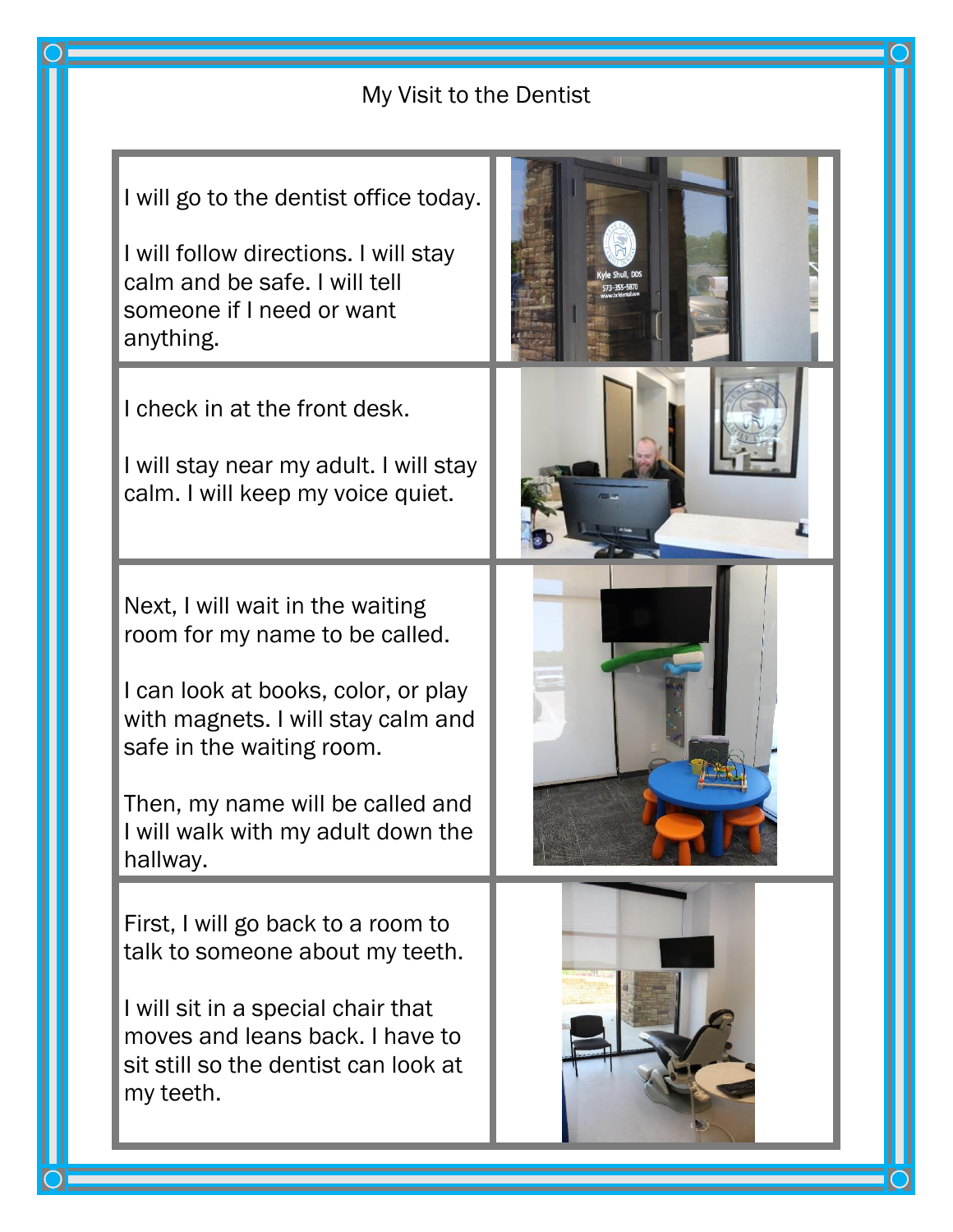# My Visit to the Dentist

I will go to the dentist office today.

I will follow directions. I will stay calm and be safe. I will tell someone if I need or want anything.

I check in at the front desk.

I will stay near my adult. I will stay calm. I will keep my voice quiet.

Next, I will wait in the waiting room for my name to be called.

I can look at books, color, or play with magnets. I will stay calm and safe in the waiting room.

Then, my name will be called and I will walk with my adult down the hallway.

First, I will go back to a room to talk to someone about my teeth.

I will sit in a special chair that moves and leans back. I have to sit still so the dentist can look at my teeth.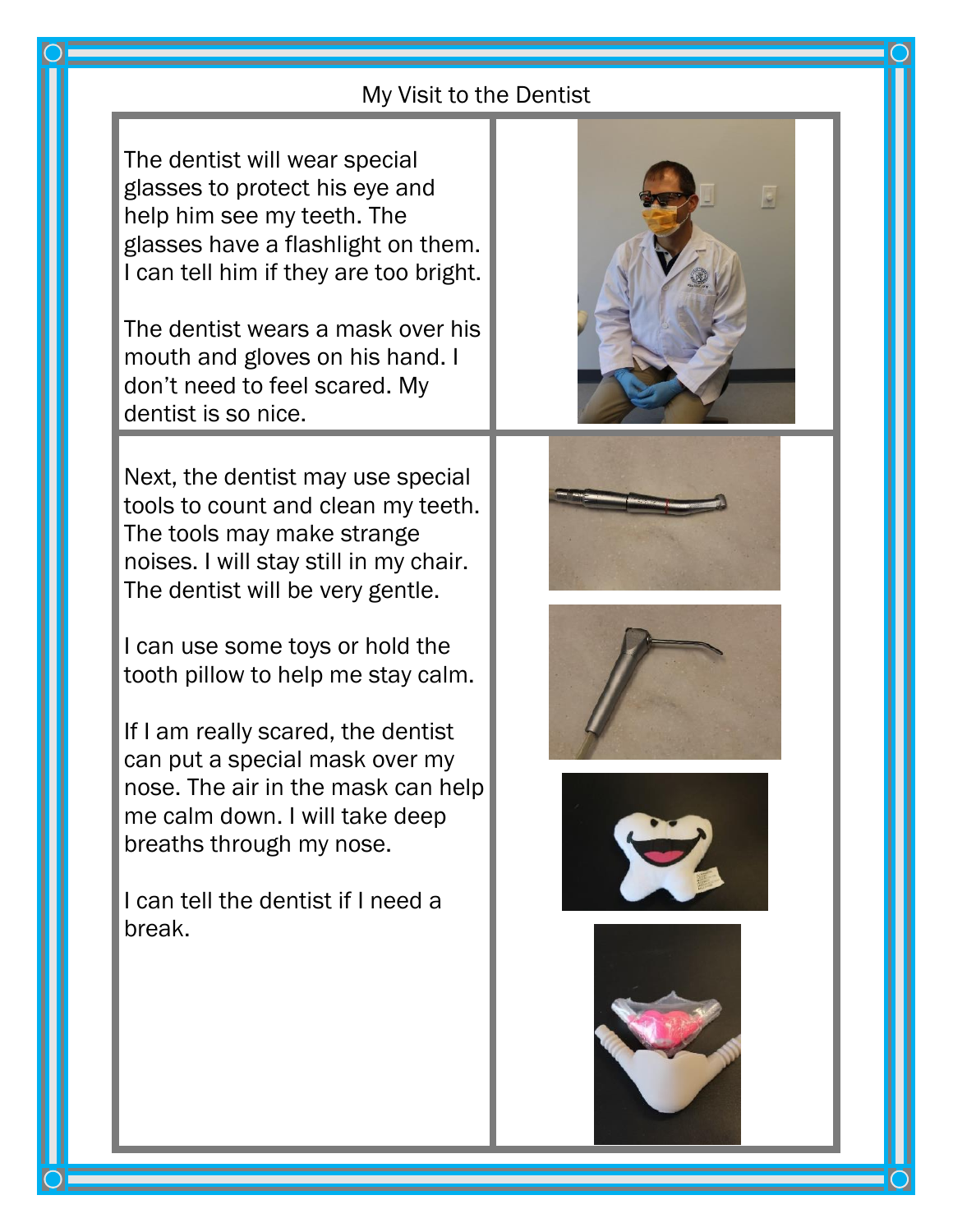# My Visit to the Dentist

The dentist will wear special glasses to protect his eye and help him see my teeth. The glasses have a flashlight on them. I can tell him if they are too bright.

The dentist wears a mask over his mouth and gloves on his hand. I don't need to feel scared. My dentist is so nice.

Next, the dentist may use special tools to count and clean my teeth. The tools may make strange noises. I will stay still in my chair. The dentist will be very gentle.

I can use some toys or hold the tooth pillow to help me stay calm.

If I am really scared, the dentist can put a special mask over my nose. The air in the mask can help me calm down. I will take deep breaths through my nose.

I can tell the dentist if I need a break.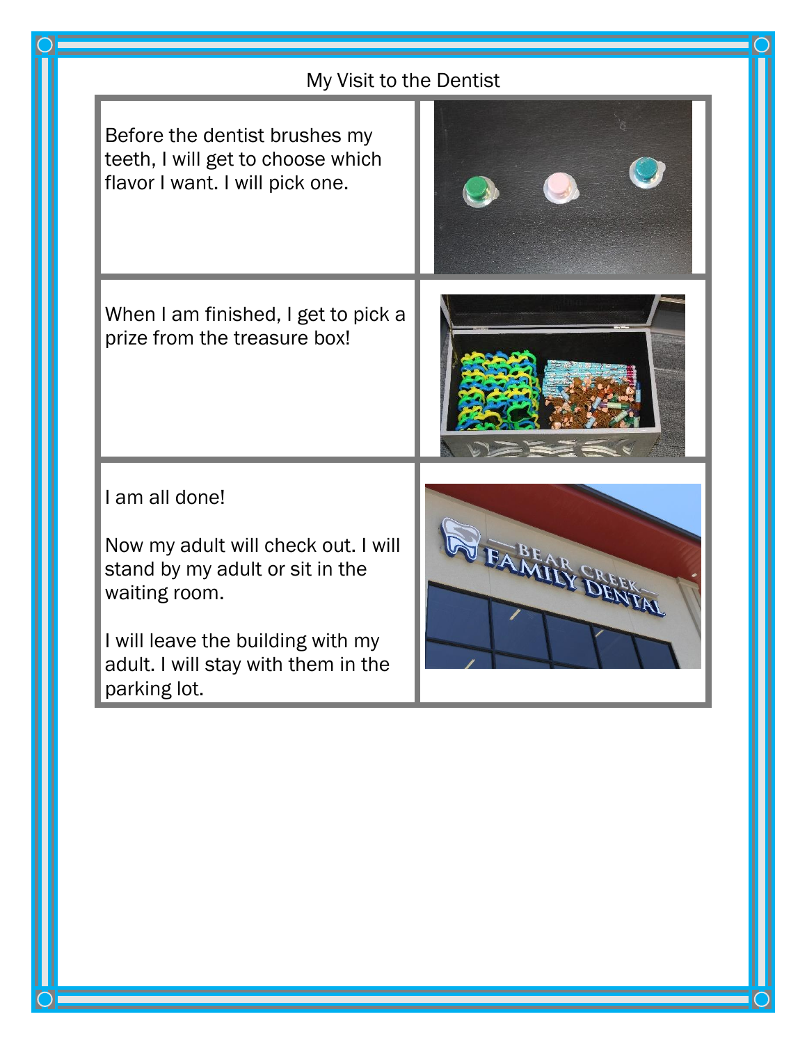My Visit to the Dentist

| | |
|---|---|
| Before the dentist brushes my teeth, I will get to choose which flavor I want. I will pick one. | |
| When I am finished, I get to pick a prize from the treasure box! | |
| I am all done!<br><br>Now my adult will check out. I will stand by my adult or sit in the waiting room.<br><br>I will leave the building with my adult. I will stay with them in the parking lot. | |